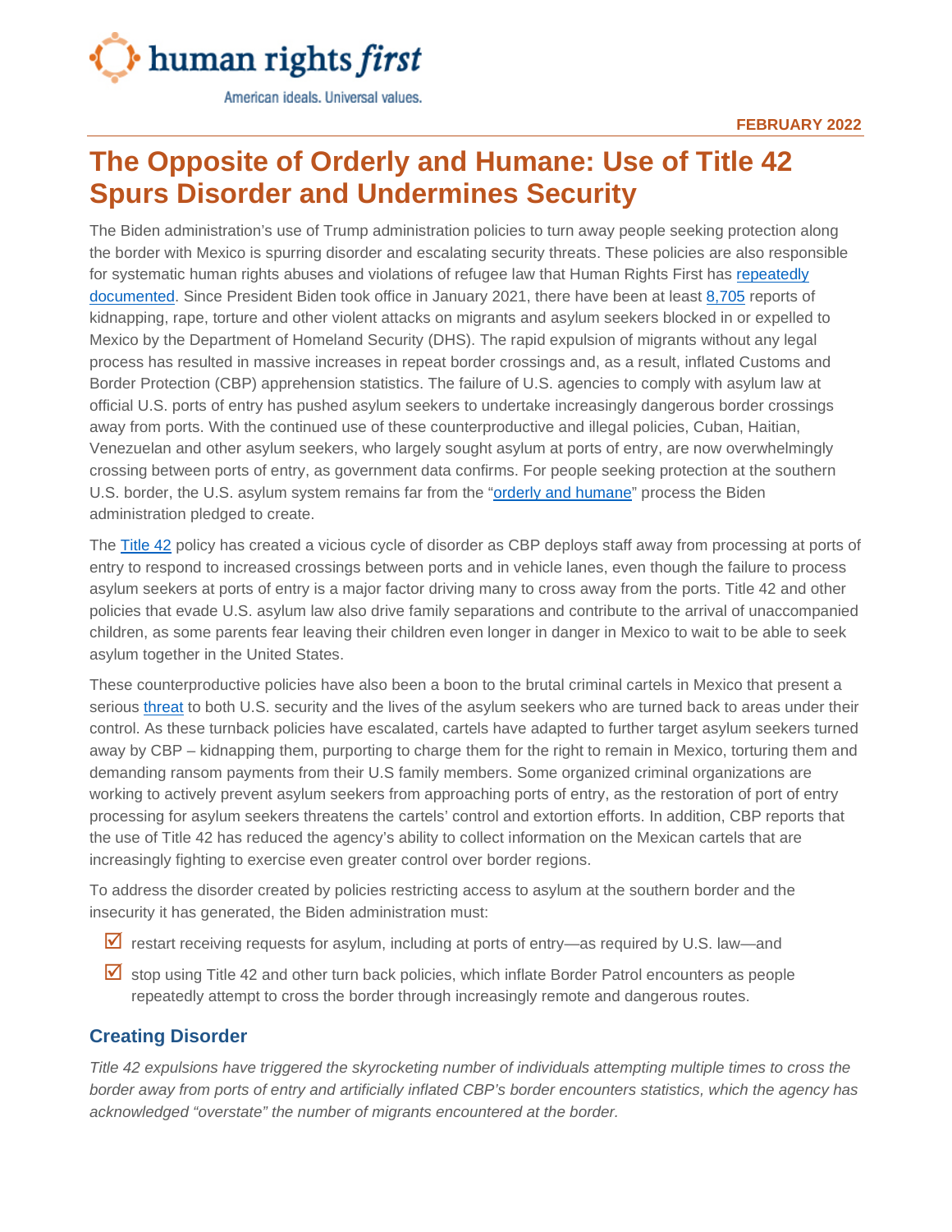human rights *first*

American ideals. Universal values.

FEBRUARY 2022

# The Opposite of Orderly and Humane: Use of Title 42 Spurs Disorder and Undermines Security

The Biden administration's use of Trump administration policies to turn away people seeking protection along the border with Mexico is spurring disorder and escalating security threats. These policies are also responsible for systematic human rights abuses and violations of refugee law that Human Rights First has repeatedly documented. Since President Biden took office in January 2021, there have been at least 8,705 reports of kidnapping, rape, torture and other violent attacks on migrants and asylum seekers blocked in or expelled to Mexico by the Department of Homeland Security (DHS). The rapid expulsion of migrants without any legal process has resulted in massive increases in repeat border crossings and, as a result, inflated Customs and Border Protection (CBP) apprehension statistics. The failure of U.S. agencies to comply with asylum law at official U.S. ports of entry has pushed asylum seekers to undertake increasingly dangerous border crossings away from ports. With the continued use of these counterproductive and illegal policies, Cuban, Haitian, Venezuelan and other asylum seekers, who largely sought asylum at ports of entry, are now overwhelmingly crossing between ports of entry, as government data confirms. For people seeking protection at the southern U.S. border, the U.S. asylum system remains far from the "orderly and humane" process the Biden administration pledged to create.

The Title 42 policy has created a vicious cycle of disorder as CBP deploys staff away from processing at ports of entry to respond to increased crossings between ports and in vehicle lanes, even though the failure to process asylum seekers at ports of entry is a major factor driving many to cross away from the ports. Title 42 and other policies that evade U.S. asylum law also drive family separations and contribute to the arrival of unaccompanied children, as some parents fear leaving their children even longer in danger in Mexico to wait to be able to seek asylum together in the United States.

These counterproductive policies have also been a boon to the brutal criminal cartels in Mexico that present a serious threat to both U.S. security and the lives of the asylum seekers who are turned back to areas under their control. As these turnback policies have escalated, cartels have adapted to further target asylum seekers turned away by CBP – kidnapping them, purporting to charge them for the right to remain in Mexico, torturing them and demanding ransom payments from their U.S family members. Some organized criminal organizations are working to actively prevent asylum seekers from approaching ports of entry, as the restoration of port of entry processing for asylum seekers threatens the cartels' control and extortion efforts. In addition, CBP reports that the use of Title 42 has reduced the agency's ability to collect information on the Mexican cartels that are increasingly fighting to exercise even greater control over border regions.

To address the disorder created by policies restricting access to asylum at the southern border and the insecurity it has generated, the Biden administration must:

- ☑ restart receiving requests for asylum, including at ports of entry—as required by U.S. law—and
- ☑ stop using Title 42 and other turn back policies, which inflate Border Patrol encounters as people repeatedly attempt to cross the border through increasingly remote and dangerous routes.

## Creating Disorder

*Title 42 expulsions have triggered the skyrocketing number of individuals attempting multiple times to cross the border away from ports of entry and artificially inflated CBP's border encounters statistics, which the agency has acknowledged "overstate" the number of migrants encountered at the border.*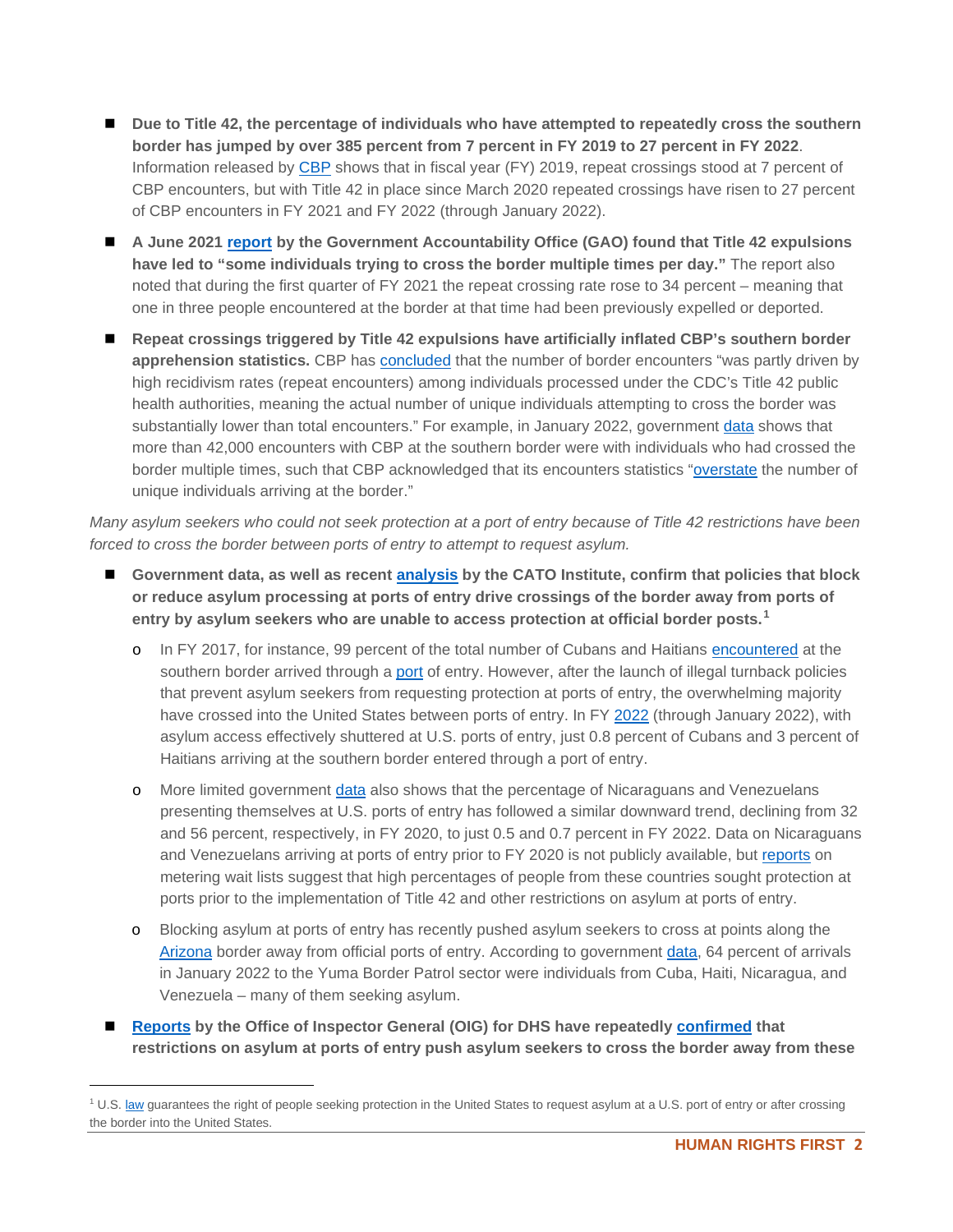- **Due to Title 42, the percentage of individuals who have attempted to repeatedly cross the southern border has jumped by over 385 percent from 7 percent in FY 2019 to 27 percent in FY 2022**. Information released by CBP shows that in fiscal year (FY) 2019, repeat crossings stood at 7 percent of CBP encounters, but with Title 42 in place since March 2020 repeated crossings have risen to 27 percent of CBP encounters in FY 2021 and FY 2022 (through January 2022).
- **A June 2021 report by the Government Accountability Office (GAO) found that Title 42 expulsions have led to "some individuals trying to cross the border multiple times per day."** The report also noted that during the first quarter of FY 2021 the repeat crossing rate rose to 34 percent – meaning that one in three people encountered at the border at that time had been previously expelled or deported.
- **Repeat crossings triggered by Title 42 expulsions have artificially inflated CBP's southern border apprehension statistics.** CBP has concluded that the number of border encounters "was partly driven by high recidivism rates (repeat encounters) among individuals processed under the CDC's Title 42 public health authorities, meaning the actual number of unique individuals attempting to cross the border was substantially lower than total encounters." For example, in January 2022, government data shows that more than 42,000 encounters with CBP at the southern border were with individuals who had crossed the border multiple times, such that CBP acknowledged that its encounters statistics "overstate the number of unique individuals arriving at the border."

*Many asylum seekers who could not seek protection at a port of entry because of Title 42 restrictions have been forced to cross the border between ports of entry to attempt to request asylum.*

- **Government data, as well as recent analysis by the CATO Institute, confirm that policies that block or reduce asylum processing at ports of entry drive crossings of the border away from ports of entry by asylum seekers who are unable to access protection at official border posts.**[1]
  - In FY 2017, for instance, 99 percent of the total number of Cubans and Haitians encountered at the southern border arrived through a port of entry. However, after the launch of illegal turnback policies that prevent asylum seekers from requesting protection at ports of entry, the overwhelming majority have crossed into the United States between ports of entry. In FY 2022 (through January 2022), with asylum access effectively shuttered at U.S. ports of entry, just 0.8 percent of Cubans and 3 percent of Haitians arriving at the southern border entered through a port of entry.
  - More limited government data also shows that the percentage of Nicaraguans and Venezuelans presenting themselves at U.S. ports of entry has followed a similar downward trend, declining from 32 and 56 percent, respectively, in FY 2020, to just 0.5 and 0.7 percent in FY 2022. Data on Nicaraguans and Venezuelans arriving at ports of entry prior to FY 2020 is not publicly available, but reports on metering wait lists suggest that high percentages of people from these countries sought protection at ports prior to the implementation of Title 42 and other restrictions on asylum at ports of entry.
  - Blocking asylum at ports of entry has recently pushed asylum seekers to cross at points along the Arizona border away from official ports of entry. According to government data, 64 percent of arrivals in January 2022 to the Yuma Border Patrol sector were individuals from Cuba, Haiti, Nicaragua, and Venezuela – many of them seeking asylum.
- **Reports by the Office of Inspector General (OIG) for DHS have repeatedly confirmed that restrictions on asylum at ports of entry push asylum seekers to cross the border away from these**

[1] U.S. law guarantees the right of people seeking protection in the United States to request asylum at a U.S. port of entry or after crossing the border into the United States.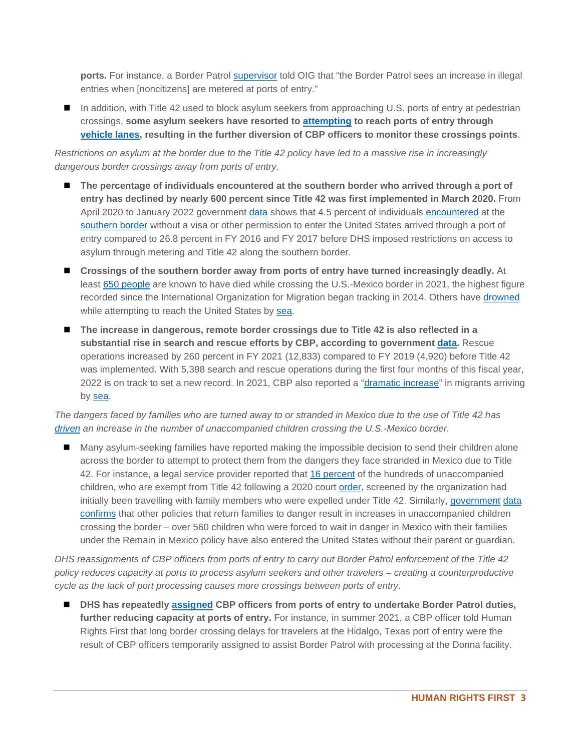**ports.** For instance, a Border Patrol supervisor told OIG that "the Border Patrol sees an increase in illegal entries when [noncitizens] are metered at ports of entry."

- In addition, with Title 42 used to block asylum seekers from approaching U.S. ports of entry at pedestrian crossings, **some asylum seekers have resorted to attempting to reach ports of entry through vehicle lanes, resulting in the further diversion of CBP officers to monitor these crossings points**.

*Restrictions on asylum at the border due to the Title 42 policy have led to a massive rise in increasingly dangerous border crossings away from ports of entry.*

- **The percentage of individuals encountered at the southern border who arrived through a port of entry has declined by nearly 600 percent since Title 42 was first implemented in March 2020.** From April 2020 to January 2022 government data shows that 4.5 percent of individuals encountered at the southern border without a visa or other permission to enter the United States arrived through a port of entry compared to 26.8 percent in FY 2016 and FY 2017 before DHS imposed restrictions on access to asylum through metering and Title 42 along the southern border.
- **Crossings of the southern border away from ports of entry have turned increasingly deadly.** At least 650 people are known to have died while crossing the U.S.-Mexico border in 2021, the highest figure recorded since the International Organization for Migration began tracking in 2014. Others have drowned while attempting to reach the United States by sea.
- **The increase in dangerous, remote border crossings due to Title 42 is also reflected in a substantial rise in search and rescue efforts by CBP, according to government data.** Rescue operations increased by 260 percent in FY 2021 (12,833) compared to FY 2019 (4,920) before Title 42 was implemented. With 5,398 search and rescue operations during the first four months of this fiscal year, 2022 is on track to set a new record. In 2021, CBP also reported a "dramatic increase" in migrants arriving by sea.

*The dangers faced by families who are turned away to or stranded in Mexico due to the use of Title 42 has driven an increase in the number of unaccompanied children crossing the U.S.-Mexico border.*

- Many asylum-seeking families have reported making the impossible decision to send their children alone across the border to attempt to protect them from the dangers they face stranded in Mexico due to Title 42. For instance, a legal service provider reported that 16 percent of the hundreds of unaccompanied children, who are exempt from Title 42 following a 2020 court order, screened by the organization had initially been travelling with family members who were expelled under Title 42. Similarly, government data confirms that other policies that return families to danger result in increases in unaccompanied children crossing the border – over 560 children who were forced to wait in danger in Mexico with their families under the Remain in Mexico policy have also entered the United States without their parent or guardian.

*DHS reassignments of CBP officers from ports of entry to carry out Border Patrol enforcement of the Title 42 policy reduces capacity at ports to process asylum seekers and other travelers – creating a counterproductive cycle as the lack of port processing causes more crossings between ports of entry.*

- **DHS has repeatedly assigned CBP officers from ports of entry to undertake Border Patrol duties, further reducing capacity at ports of entry.** For instance, in summer 2021, a CBP officer told Human Rights First that long border crossing delays for travelers at the Hidalgo, Texas port of entry were the result of CBP officers temporarily assigned to assist Border Patrol with processing at the Donna facility.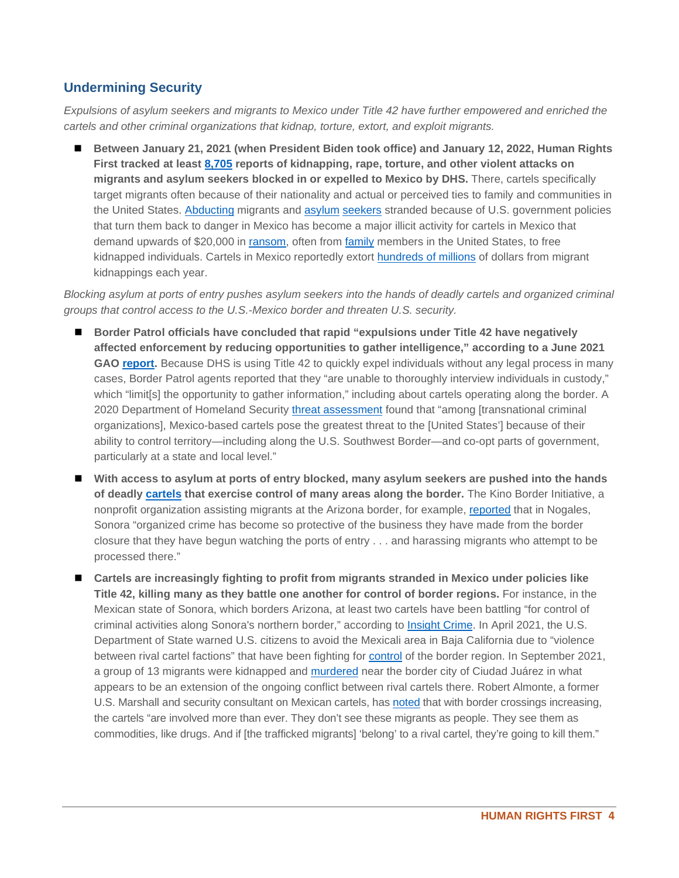## Undermining Security

*Expulsions of asylum seekers and migrants to Mexico under Title 42 have further empowered and enriched the cartels and other criminal organizations that kidnap, torture, extort, and exploit migrants.*

- **Between January 21, 2021 (when President Biden took office) and January 12, 2022, Human Rights First tracked at least 8,705 reports of kidnapping, rape, torture, and other violent attacks on migrants and asylum seekers blocked in or expelled to Mexico by DHS.** There, cartels specifically target migrants often because of their nationality and actual or perceived ties to family and communities in the United States. Abducting migrants and asylum seekers stranded because of U.S. government policies that turn them back to danger in Mexico has become a major illicit activity for cartels in Mexico that demand upwards of $20,000 in ransom, often from family members in the United States, to free kidnapped individuals. Cartels in Mexico reportedly extort hundreds of millions of dollars from migrant kidnappings each year.

*Blocking asylum at ports of entry pushes asylum seekers into the hands of deadly cartels and organized criminal groups that control access to the U.S.-Mexico border and threaten U.S. security.*

- **Border Patrol officials have concluded that rapid "expulsions under Title 42 have negatively affected enforcement by reducing opportunities to gather intelligence," according to a June 2021 GAO report.** Because DHS is using Title 42 to quickly expel individuals without any legal process in many cases, Border Patrol agents reported that they "are unable to thoroughly interview individuals in custody," which "limit[s] the opportunity to gather information," including about cartels operating along the border. A 2020 Department of Homeland Security threat assessment found that "among [transnational criminal organizations], Mexico-based cartels pose the greatest threat to the [United States'] because of their ability to control territory—including along the U.S. Southwest Border—and co-opt parts of government, particularly at a state and local level."

- **With access to asylum at ports of entry blocked, many asylum seekers are pushed into the hands of deadly cartels that exercise control of many areas along the border.** The Kino Border Initiative, a nonprofit organization assisting migrants at the Arizona border, for example, reported that in Nogales, Sonora "organized crime has become so protective of the business they have made from the border closure that they have begun watching the ports of entry . . . and harassing migrants who attempt to be processed there."

- **Cartels are increasingly fighting to profit from migrants stranded in Mexico under policies like Title 42, killing many as they battle one another for control of border regions.** For instance, in the Mexican state of Sonora, which borders Arizona, at least two cartels have been battling "for control of criminal activities along Sonora's northern border," according to Insight Crime. In April 2021, the U.S. Department of State warned U.S. citizens to avoid the Mexicali area in Baja California due to "violence between rival cartel factions" that have been fighting for control of the border region. In September 2021, a group of 13 migrants were kidnapped and murdered near the border city of Ciudad Juárez in what appears to be an extension of the ongoing conflict between rival cartels there. Robert Almonte, a former U.S. Marshall and security consultant on Mexican cartels, has noted that with border crossings increasing, the cartels "are involved more than ever. They don't see these migrants as people. They see them as commodities, like drugs. And if [the trafficked migrants] 'belong' to a rival cartel, they're going to kill them."